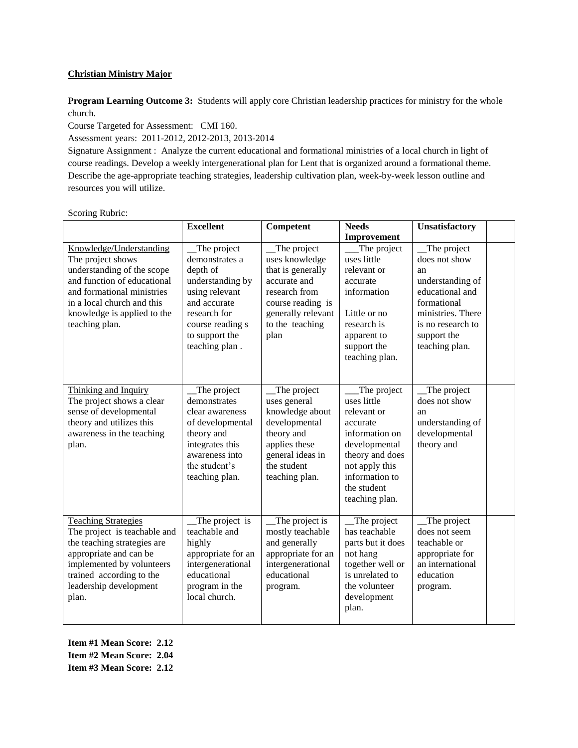**Christian Ministry Major**

**Program Learning Outcome 3:** Students will apply core Christian leadership practices for ministry for the whole church.

Course Targeted for Assessment: CMI 160.

Assessment years: 2011-2012, 2012-2013, 2013-2014

Signature Assignment : Analyze the current educational and formational ministries of a local church in light of course readings. Develop a weekly intergenerational plan for Lent that is organized around a formational theme. Describe the age-appropriate teaching strategies, leadership cultivation plan, week-by-week lesson outline and resources you will utilize.

Scoring Rubric:

| | **Excellent** | **Competent** | **Needs Improvement** | **Unsatisfactory** | |
|---|---|---|---|---|---|
| Knowledge/Understanding<br>The project shows understanding of the scope and function of educational and formational ministries in a local church and this knowledge is applied to the teaching plan. | __The project demonstrates a depth of understanding by using relevant and accurate research for course reading s to support the teaching plan . | __The project uses knowledge that is generally accurate and research from course reading is generally relevant to the teaching plan | ___The project uses little relevant or accurate information<br><br>Little or no research is apparent to support the teaching plan. | __The project does not show an understanding of educational and formational ministries. There is no research to support the teaching plan. | |
| Thinking and Inquiry<br>The project shows a clear sense of developmental theory and utilizes this awareness in the teaching plan. | __The project demonstrates clear awareness of developmental theory and integrates this awareness into the student's teaching plan. | __The project uses general knowledge about developmental theory and applies these general ideas in the student teaching plan. | ___The project uses little relevant or accurate information on developmental theory and does not apply this information to the student teaching plan. | __The project does not show an understanding of developmental theory and | |
| Teaching Strategies<br>The project is teachable and the teaching strategies are appropriate and can be implemented by volunteers trained according to the leadership development plan. | __The project is teachable and highly appropriate for an intergenerational educational program in the local church. | __The project is mostly teachable and generally appropriate for an intergenerational educational program. | __The project has teachable parts but it does not hang together well or is unrelated to the volunteer development plan. | __The project does not seem teachable or appropriate for an international education program. | |

**Item #1 Mean Score: 2.12**
**Item #2 Mean Score: 2.04**
**Item #3 Mean Score: 2.12**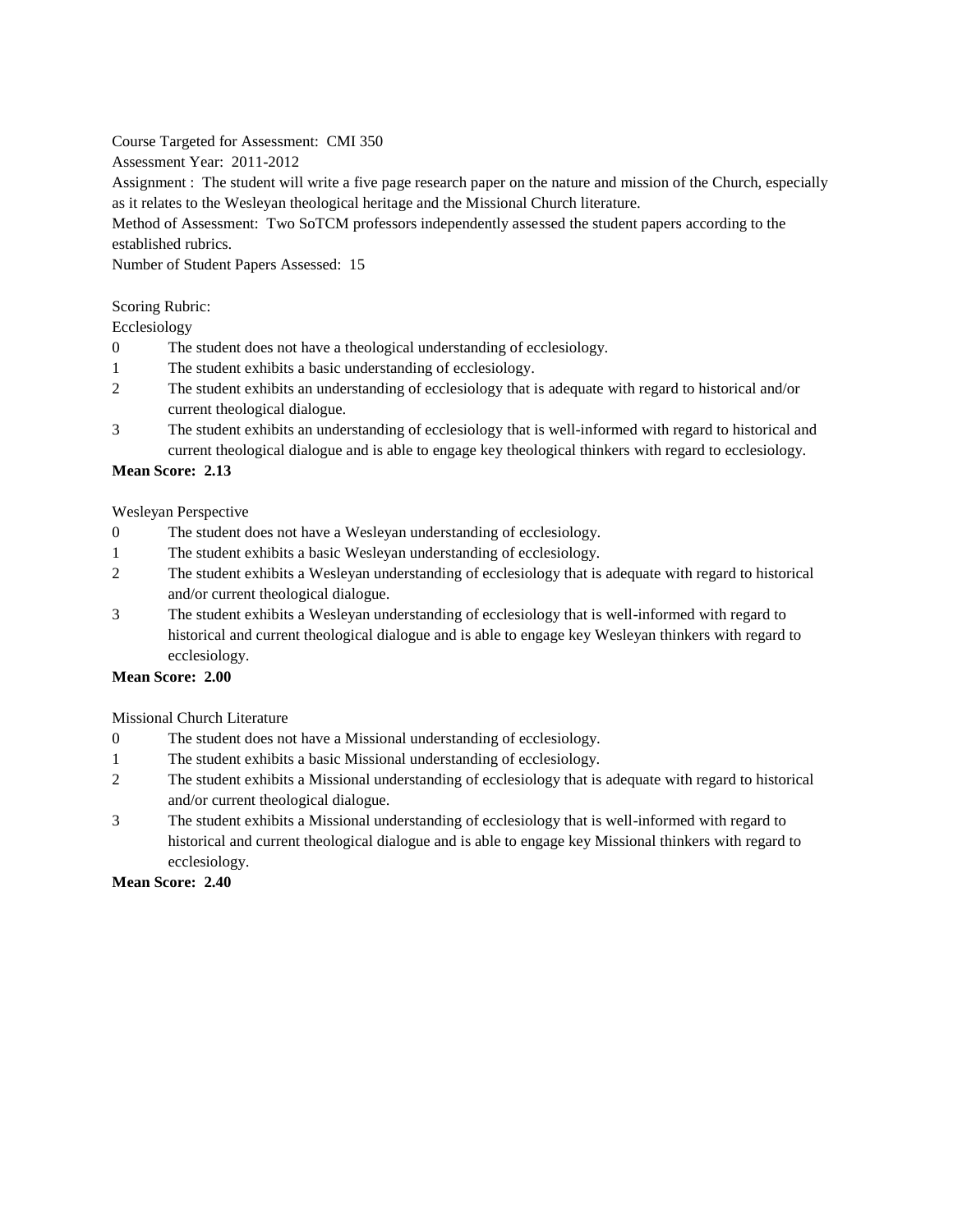Course Targeted for Assessment: CMI 350

Assessment Year: 2011-2012

Assignment : The student will write a five page research paper on the nature and mission of the Church, especially as it relates to the Wesleyan theological heritage and the Missional Church literature.

Method of Assessment: Two SoTCM professors independently assessed the student papers according to the established rubrics.

Number of Student Papers Assessed: 15

Scoring Rubric:

Ecclesiology

0 The student does not have a theological understanding of ecclesiology.

1 The student exhibits a basic understanding of ecclesiology.

2 The student exhibits an understanding of ecclesiology that is adequate with regard to historical and/or current theological dialogue.

3 The student exhibits an understanding of ecclesiology that is well-informed with regard to historical and current theological dialogue and is able to engage key theological thinkers with regard to ecclesiology.

**Mean Score: 2.13**

Wesleyan Perspective

0 The student does not have a Wesleyan understanding of ecclesiology.

1 The student exhibits a basic Wesleyan understanding of ecclesiology.

2 The student exhibits a Wesleyan understanding of ecclesiology that is adequate with regard to historical and/or current theological dialogue.

3 The student exhibits a Wesleyan understanding of ecclesiology that is well-informed with regard to historical and current theological dialogue and is able to engage key Wesleyan thinkers with regard to ecclesiology.

**Mean Score: 2.00**

Missional Church Literature

0 The student does not have a Missional understanding of ecclesiology.

1 The student exhibits a basic Missional understanding of ecclesiology.

2 The student exhibits a Missional understanding of ecclesiology that is adequate with regard to historical and/or current theological dialogue.

3 The student exhibits a Missional understanding of ecclesiology that is well-informed with regard to historical and current theological dialogue and is able to engage key Missional thinkers with regard to ecclesiology.

**Mean Score: 2.40**